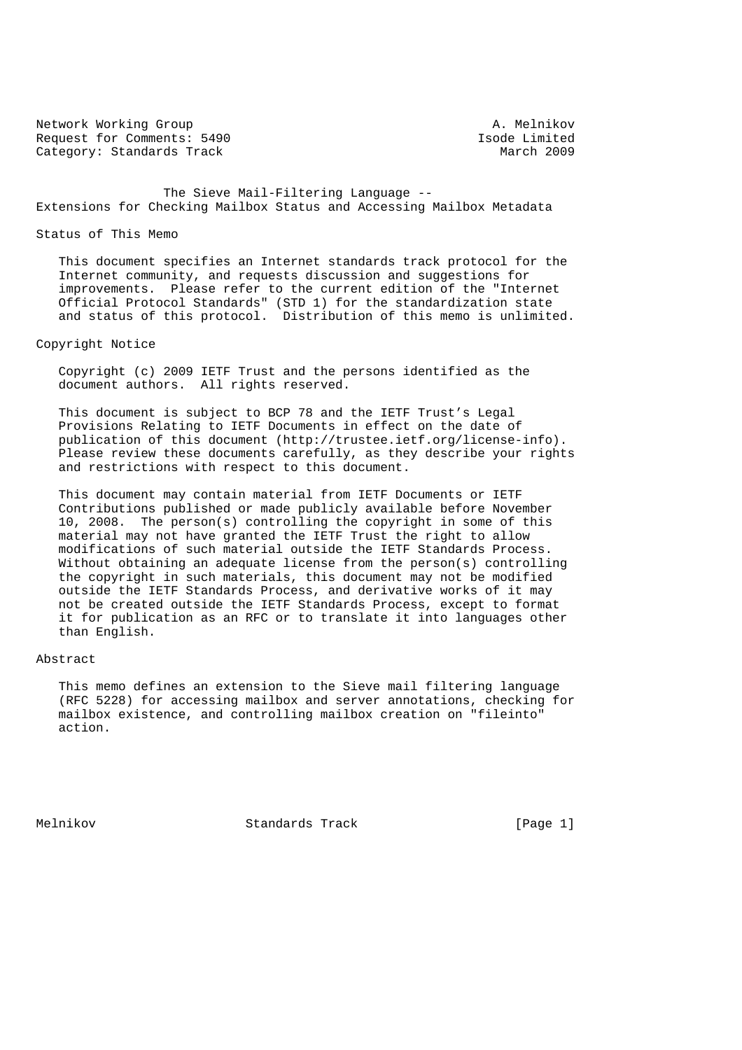Network Working Group A. Melnikov
Request for Comments: 5490 Isode Limited
Category: Standards Track March 2009

# The Sieve Mail-Filtering Language -- Extensions for Checking Mailbox Status and Accessing Mailbox Metadata

## Status of This Memo

This document specifies an Internet standards track protocol for the Internet community, and requests discussion and suggestions for improvements. Please refer to the current edition of the "Internet Official Protocol Standards" (STD 1) for the standardization state and status of this protocol. Distribution of this memo is unlimited.

## Copyright Notice

Copyright (c) 2009 IETF Trust and the persons identified as the document authors. All rights reserved.

This document is subject to BCP 78 and the IETF Trust's Legal Provisions Relating to IETF Documents in effect on the date of publication of this document (http://trustee.ietf.org/license-info). Please review these documents carefully, as they describe your rights and restrictions with respect to this document.

This document may contain material from IETF Documents or IETF Contributions published or made publicly available before November 10, 2008. The person(s) controlling the copyright in some of this material may not have granted the IETF Trust the right to allow modifications of such material outside the IETF Standards Process. Without obtaining an adequate license from the person(s) controlling the copyright in such materials, this document may not be modified outside the IETF Standards Process, and derivative works of it may not be created outside the IETF Standards Process, except to format it for publication as an RFC or to translate it into languages other than English.

## Abstract

This memo defines an extension to the Sieve mail filtering language (RFC 5228) for accessing mailbox and server annotations, checking for mailbox existence, and controlling mailbox creation on "fileinto" action.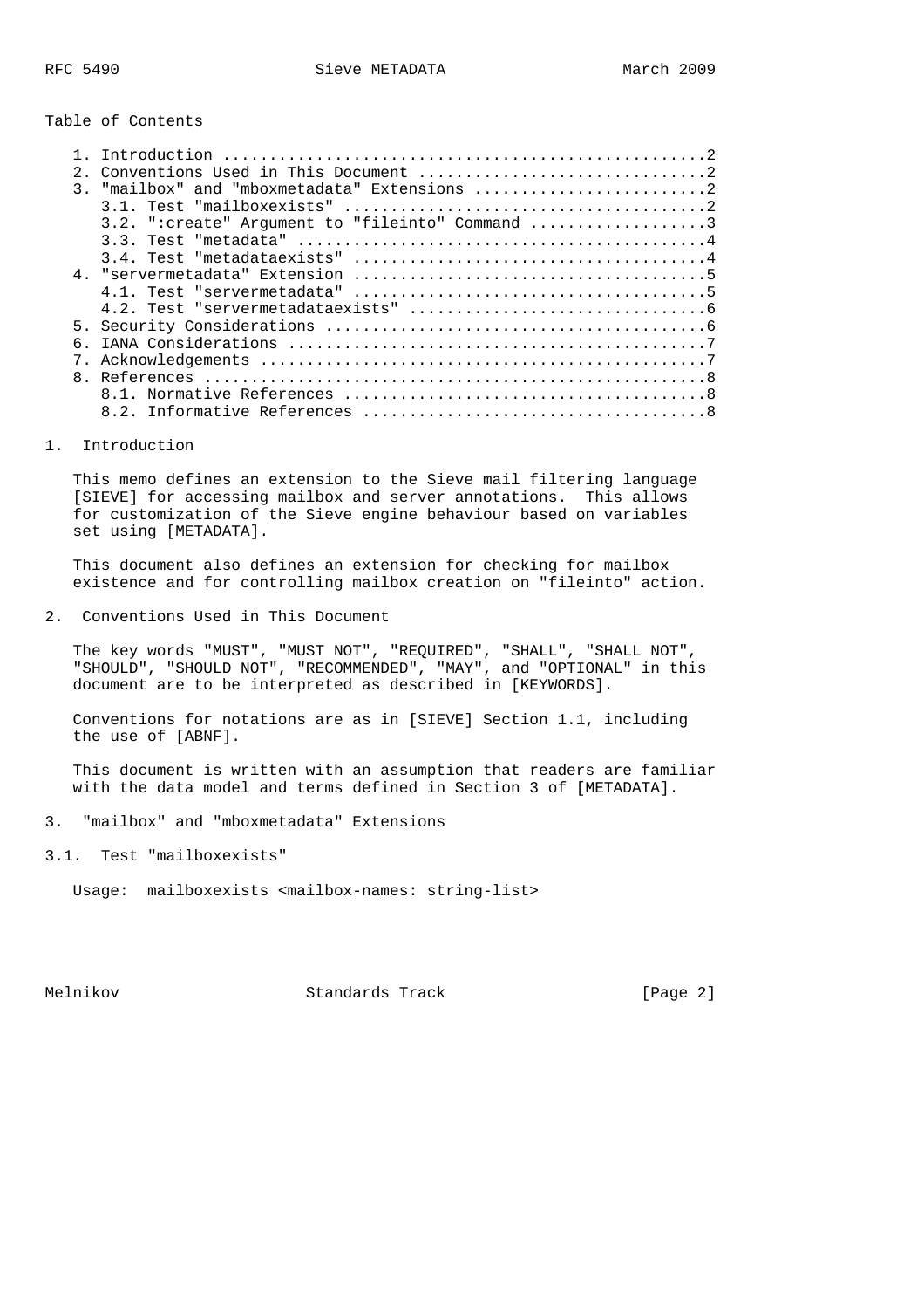Table of Contents

```
   1. Introduction ....................................................2
   2. Conventions Used in This Document ...............................2
   3. "mailbox" and "mboxmetadata" Extensions .........................2
      3.1. Test "mailboxexists" .......................................2
      3.2. ":create" Argument to "fileinto" Command ...................3
      3.3. Test "metadata" ............................................4
      3.4. Test "metadataexists" ......................................4
   4. "servermetadata" Extension ......................................5
      4.1. Test "servermetadata" ......................................5
      4.2. Test "servermetadataexists" ................................6
   5. Security Considerations .........................................6
   6. IANA Considerations .............................................7
   7. Acknowledgements ................................................7
   8. References ......................................................8
      8.1. Normative References .......................................8
      8.2. Informative References .....................................8
```

# 1. Introduction

This memo defines an extension to the Sieve mail filtering language [SIEVE] for accessing mailbox and server annotations. This allows for customization of the Sieve engine behaviour based on variables set using [METADATA].

This document also defines an extension for checking for mailbox existence and for controlling mailbox creation on "fileinto" action.

# 2. Conventions Used in This Document

The key words "MUST", "MUST NOT", "REQUIRED", "SHALL", "SHALL NOT", "SHOULD", "SHOULD NOT", "RECOMMENDED", "MAY", and "OPTIONAL" in this document are to be interpreted as described in [KEYWORDS].

Conventions for notations are as in [SIEVE] Section 1.1, including the use of [ABNF].

This document is written with an assumption that readers are familiar with the data model and terms defined in Section 3 of [METADATA].

# 3. "mailbox" and "mboxmetadata" Extensions

## 3.1. Test "mailboxexists"

```
Usage:  mailboxexists <mailbox-names: string-list>
```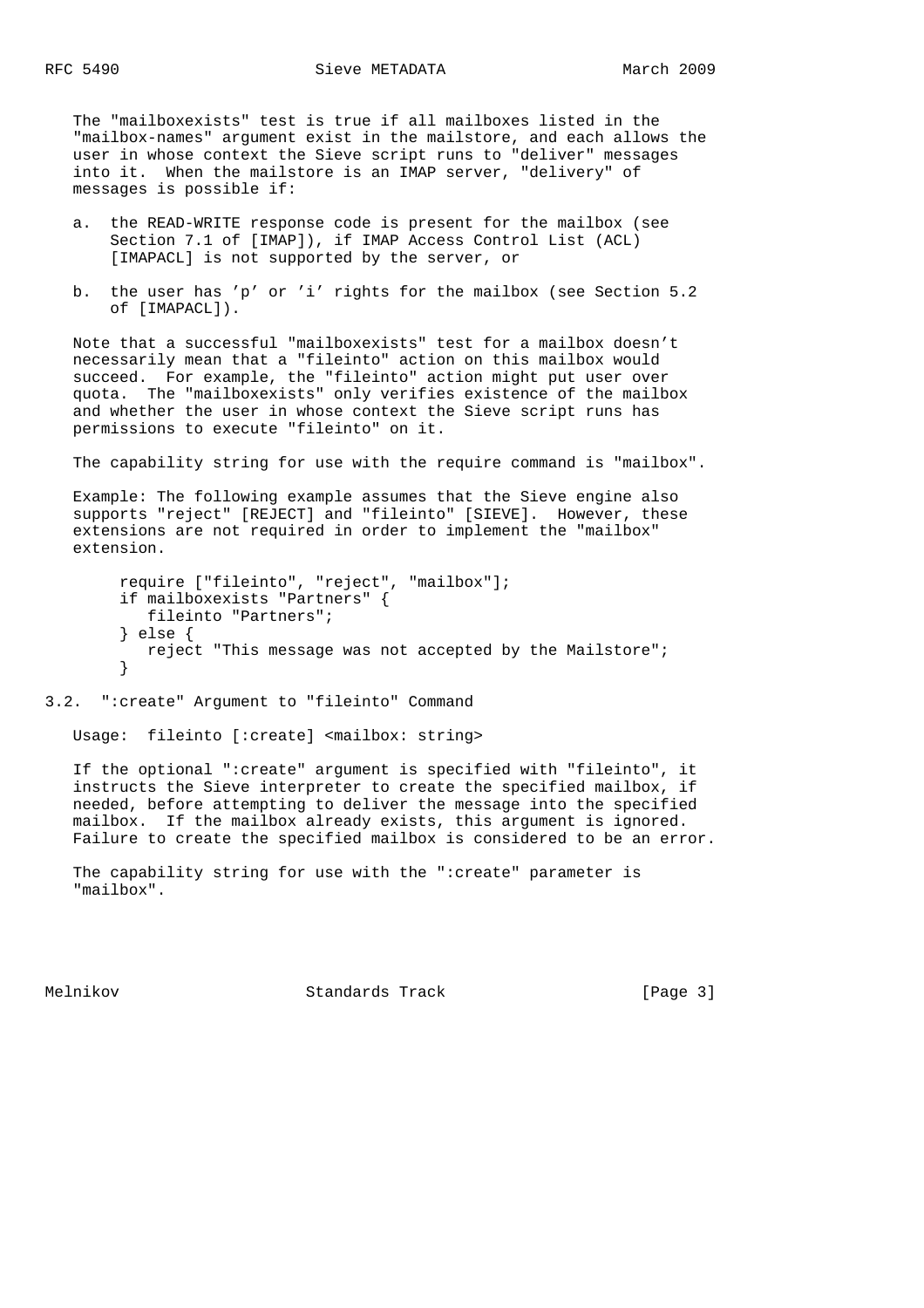The "mailboxexists" test is true if all mailboxes listed in the "mailbox-names" argument exist in the mailstore, and each allows the user in whose context the Sieve script runs to "deliver" messages into it. When the mailstore is an IMAP server, "delivery" of messages is possible if:

a. the READ-WRITE response code is present for the mailbox (see Section 7.1 of [IMAP]), if IMAP Access Control List (ACL) [IMAPACL] is not supported by the server, or

b. the user has 'p' or 'i' rights for the mailbox (see Section 5.2 of [IMAPACL]).

Note that a successful "mailboxexists" test for a mailbox doesn't necessarily mean that a "fileinto" action on this mailbox would succeed. For example, the "fileinto" action might put user over quota. The "mailboxexists" only verifies existence of the mailbox and whether the user in whose context the Sieve script runs has permissions to execute "fileinto" on it.

The capability string for use with the require command is "mailbox".

Example: The following example assumes that the Sieve engine also supports "reject" [REJECT] and "fileinto" [SIEVE]. However, these extensions are not required in order to implement the "mailbox" extension.

```
require ["fileinto", "reject", "mailbox"];
if mailboxexists "Partners" {
   fileinto "Partners";
} else {
   reject "This message was not accepted by the Mailstore";
}
```

## 3.2. ":create" Argument to "fileinto" Command

Usage: fileinto [:create] <mailbox: string>

If the optional ":create" argument is specified with "fileinto", it instructs the Sieve interpreter to create the specified mailbox, if needed, before attempting to deliver the message into the specified mailbox. If the mailbox already exists, this argument is ignored. Failure to create the specified mailbox is considered to be an error.

The capability string for use with the ":create" parameter is "mailbox".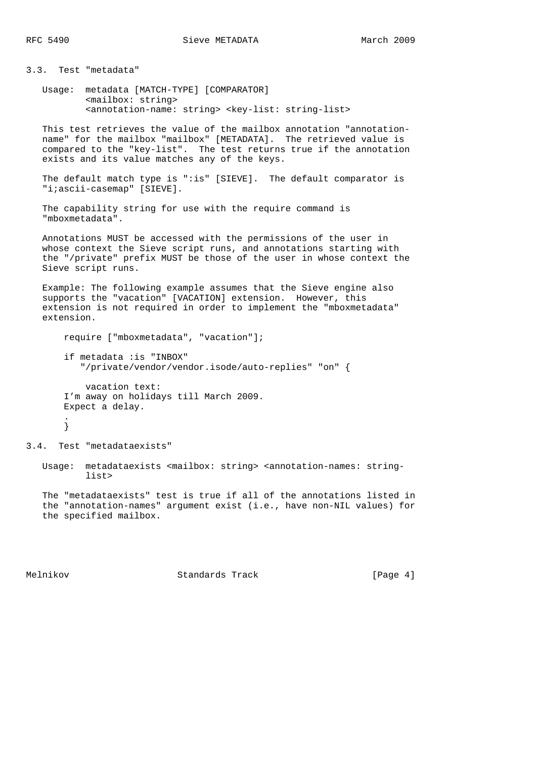### 3.3. Test "metadata"

```
Usage:  metadata [MATCH-TYPE] [COMPARATOR]
        <mailbox: string>
        <annotation-name: string> <key-list: string-list>
```

This test retrieves the value of the mailbox annotation "annotation-name" for the mailbox "mailbox" [METADATA]. The retrieved value is compared to the "key-list". The test returns true if the annotation exists and its value matches any of the keys.

The default match type is ":is" [SIEVE]. The default comparator is "i;ascii-casemap" [SIEVE].

The capability string for use with the require command is "mboxmetadata".

Annotations MUST be accessed with the permissions of the user in whose context the Sieve script runs, and annotations starting with the "/private" prefix MUST be those of the user in whose context the Sieve script runs.

Example: The following example assumes that the Sieve engine also supports the "vacation" [VACATION] extension. However, this extension is not required in order to implement the "mboxmetadata" extension.

```
require ["mboxmetadata", "vacation"];

if metadata :is "INBOX"
   "/private/vendor/vendor.isode/auto-replies" "on" {

   vacation text:
I’m away on holidays till March 2009.
Expect a delay.
.
}
```

### 3.4. Test "metadataexists"

```
Usage:  metadataexists <mailbox: string> <annotation-names: string-
        list>
```

The "metadataexists" test is true if all of the annotations listed in the "annotation-names" argument exist (i.e., have non-NIL values) for the specified mailbox.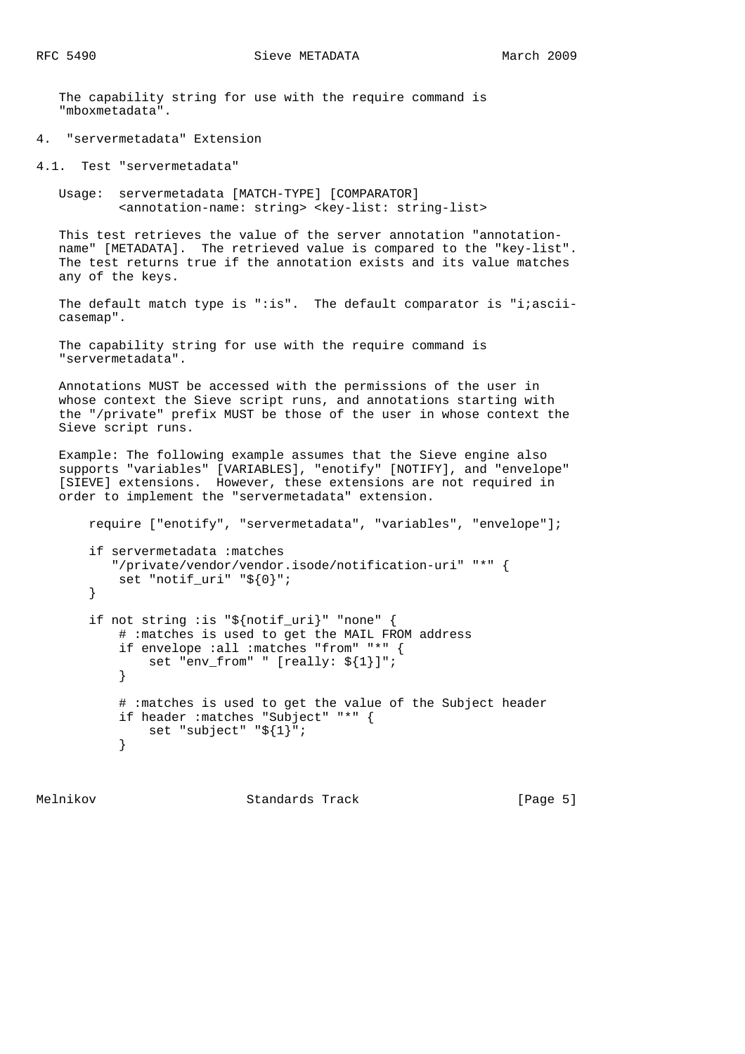The capability string for use with the require command is "mboxmetadata".

## 4. "servermetadata" Extension

### 4.1. Test "servermetadata"

```
Usage:  servermetadata [MATCH-TYPE] [COMPARATOR]
        <annotation-name: string> <key-list: string-list>
```

This test retrieves the value of the server annotation "annotation-name" [METADATA]. The retrieved value is compared to the "key-list". The test returns true if the annotation exists and its value matches any of the keys.

The default match type is ":is". The default comparator is "i;ascii-casemap".

The capability string for use with the require command is "servermetadata".

Annotations MUST be accessed with the permissions of the user in whose context the Sieve script runs, and annotations starting with the "/private" prefix MUST be those of the user in whose context the Sieve script runs.

Example: The following example assumes that the Sieve engine also supports "variables" [VARIABLES], "enotify" [NOTIFY], and "envelope" [SIEVE] extensions. However, these extensions are not required in order to implement the "servermetadata" extension.

```
require ["enotify", "servermetadata", "variables", "envelope"];

if servermetadata :matches
   "/private/vendor/vendor.isode/notification-uri" "*" {
    set "notif_uri" "${0}";
}

if not string :is "${notif_uri}" "none" {
    # :matches is used to get the MAIL FROM address
    if envelope :all :matches "from" "*" {
        set "env_from" " [really: ${1}]";
    }

    # :matches is used to get the value of the Subject header
    if header :matches "Subject" "*" {
        set "subject" "${1}";
    }
```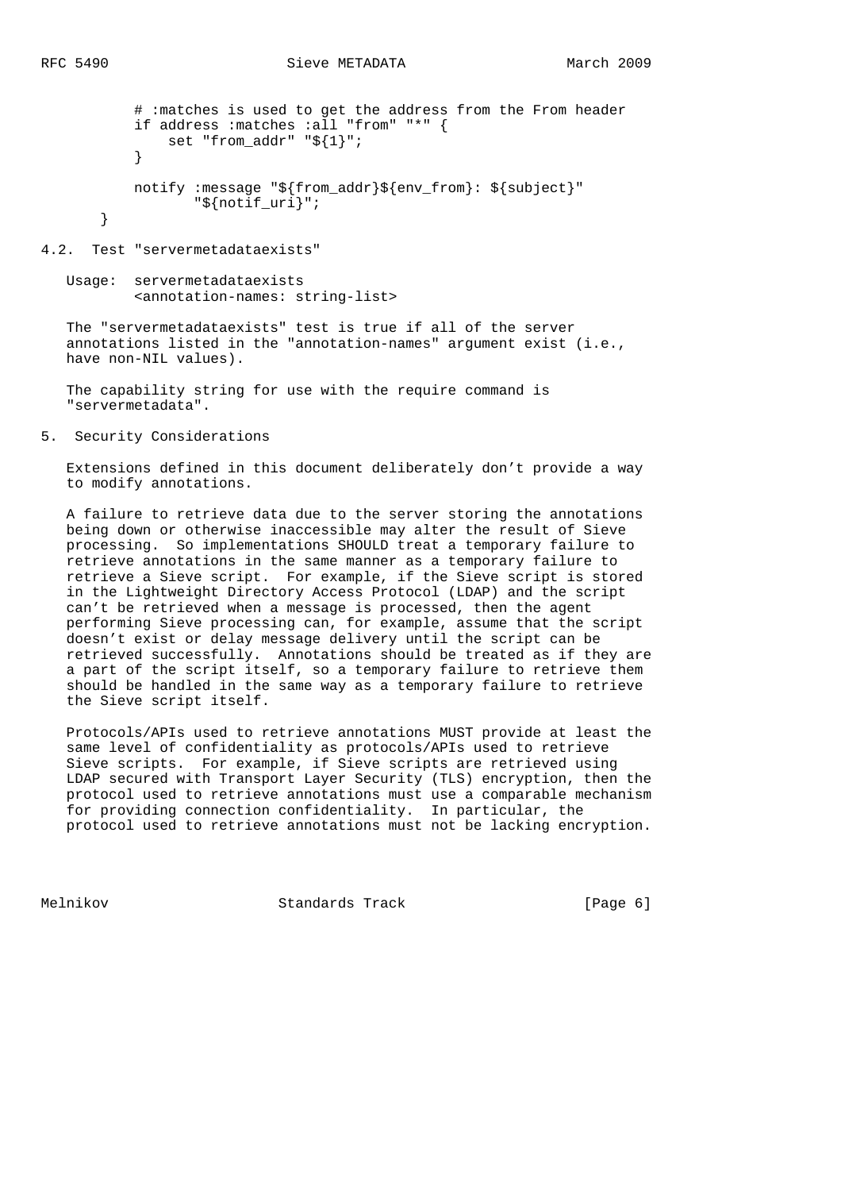```
        # :matches is used to get the address from the From header
        if address :matches :all "from" "*" {
            set "from_addr" "${1}";
        }

        notify :message "${from_addr}${env_from}: ${subject}"
               "${notif_uri}";
    }
```

## 4.2. Test "servermetadataexists"

```
Usage:  servermetadataexists
        <annotation-names: string-list>
```

The "servermetadataexists" test is true if all of the server annotations listed in the "annotation-names" argument exist (i.e., have non-NIL values).

The capability string for use with the require command is "servermetadata".

# 5. Security Considerations

Extensions defined in this document deliberately don't provide a way to modify annotations.

A failure to retrieve data due to the server storing the annotations being down or otherwise inaccessible may alter the result of Sieve processing. So implementations SHOULD treat a temporary failure to retrieve annotations in the same manner as a temporary failure to retrieve a Sieve script. For example, if the Sieve script is stored in the Lightweight Directory Access Protocol (LDAP) and the script can't be retrieved when a message is processed, then the agent performing Sieve processing can, for example, assume that the script doesn't exist or delay message delivery until the script can be retrieved successfully. Annotations should be treated as if they are a part of the script itself, so a temporary failure to retrieve them should be handled in the same way as a temporary failure to retrieve the Sieve script itself.

Protocols/APIs used to retrieve annotations MUST provide at least the same level of confidentiality as protocols/APIs used to retrieve Sieve scripts. For example, if Sieve scripts are retrieved using LDAP secured with Transport Layer Security (TLS) encryption, then the protocol used to retrieve annotations must use a comparable mechanism for providing connection confidentiality. In particular, the protocol used to retrieve annotations must not be lacking encryption.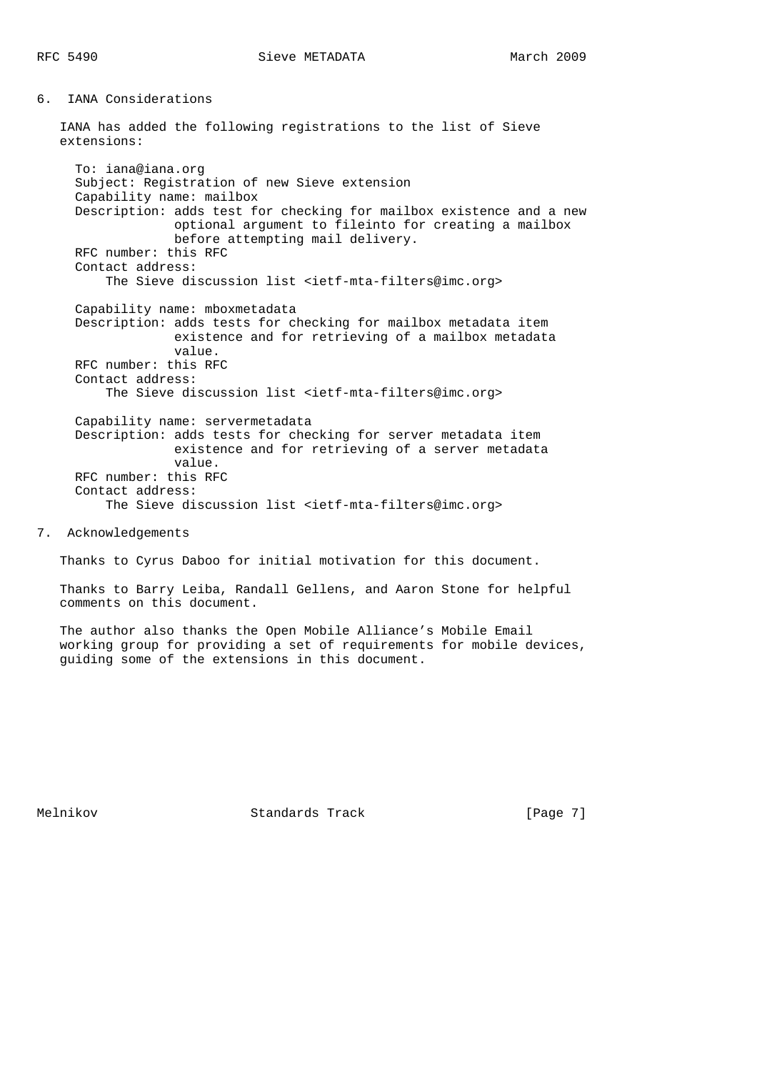## 6. IANA Considerations

IANA has added the following registrations to the list of Sieve extensions:

```
To: iana@iana.org
Subject: Registration of new Sieve extension
Capability name: mailbox
Description: adds test for checking for mailbox existence and a new
             optional argument to fileinto for creating a mailbox
             before attempting mail delivery.
RFC number: this RFC
Contact address:
    The Sieve discussion list <ietf-mta-filters@imc.org>

Capability name: mboxmetadata
Description: adds tests for checking for mailbox metadata item
             existence and for retrieving of a mailbox metadata
             value.
RFC number: this RFC
Contact address:
    The Sieve discussion list <ietf-mta-filters@imc.org>

Capability name: servermetadata
Description: adds tests for checking for server metadata item
             existence and for retrieving of a server metadata
             value.
RFC number: this RFC
Contact address:
    The Sieve discussion list <ietf-mta-filters@imc.org>
```

## 7. Acknowledgements

Thanks to Cyrus Daboo for initial motivation for this document.

Thanks to Barry Leiba, Randall Gellens, and Aaron Stone for helpful comments on this document.

The author also thanks the Open Mobile Alliance's Mobile Email working group for providing a set of requirements for mobile devices, guiding some of the extensions in this document.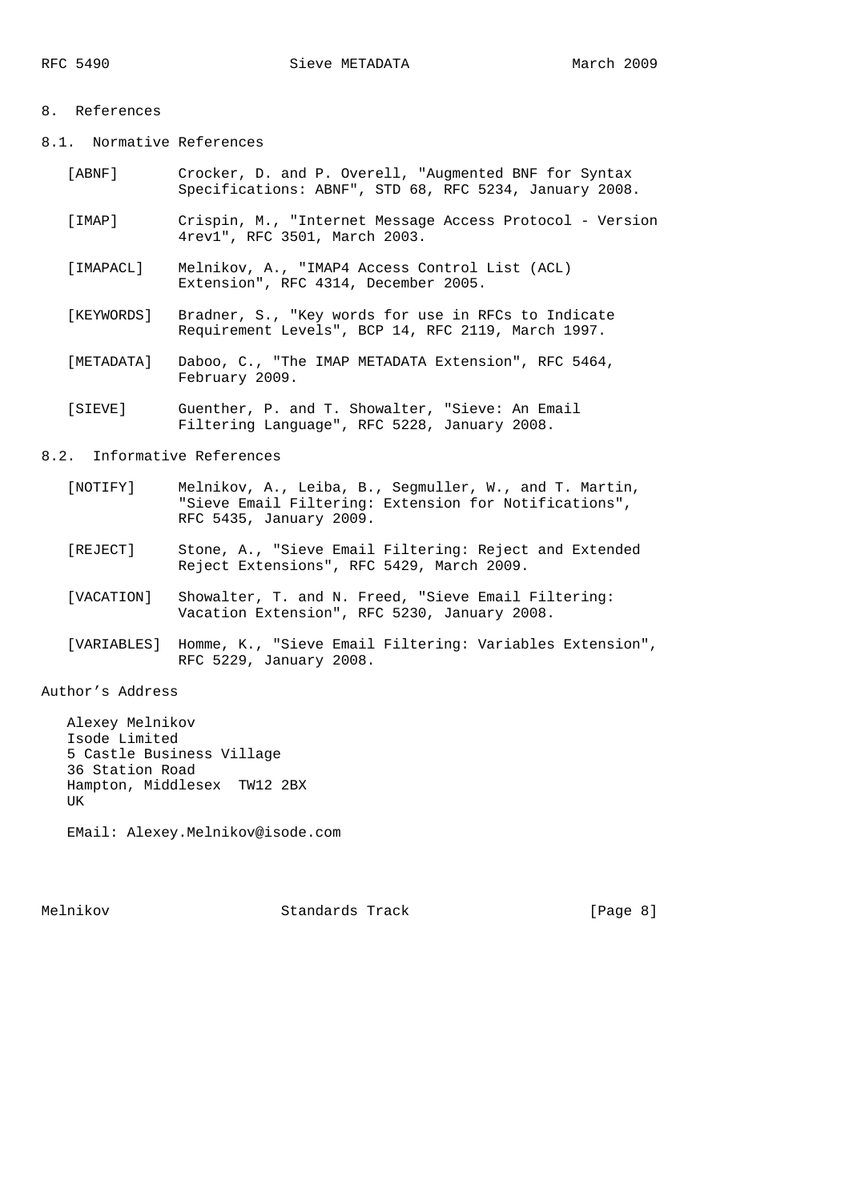## 8. References

### 8.1. Normative References

[ABNF] Crocker, D. and P. Overell, "Augmented BNF for Syntax Specifications: ABNF", STD 68, RFC 5234, January 2008.

[IMAP] Crispin, M., "Internet Message Access Protocol - Version 4rev1", RFC 3501, March 2003.

[IMAPACL] Melnikov, A., "IMAP4 Access Control List (ACL) Extension", RFC 4314, December 2005.

[KEYWORDS] Bradner, S., "Key words for use in RFCs to Indicate Requirement Levels", BCP 14, RFC 2119, March 1997.

[METADATA] Daboo, C., "The IMAP METADATA Extension", RFC 5464, February 2009.

[SIEVE] Guenther, P. and T. Showalter, "Sieve: An Email Filtering Language", RFC 5228, January 2008.

### 8.2. Informative References

[NOTIFY] Melnikov, A., Leiba, B., Segmuller, W., and T. Martin, "Sieve Email Filtering: Extension for Notifications", RFC 5435, January 2009.

[REJECT] Stone, A., "Sieve Email Filtering: Reject and Extended Reject Extensions", RFC 5429, March 2009.

[VACATION] Showalter, T. and N. Freed, "Sieve Email Filtering: Vacation Extension", RFC 5230, January 2008.

[VARIABLES] Homme, K., "Sieve Email Filtering: Variables Extension", RFC 5229, January 2008.

## Author's Address

Alexey Melnikov
Isode Limited
5 Castle Business Village
36 Station Road
Hampton, Middlesex TW12 2BX
UK

EMail: Alexey.Melnikov@isode.com